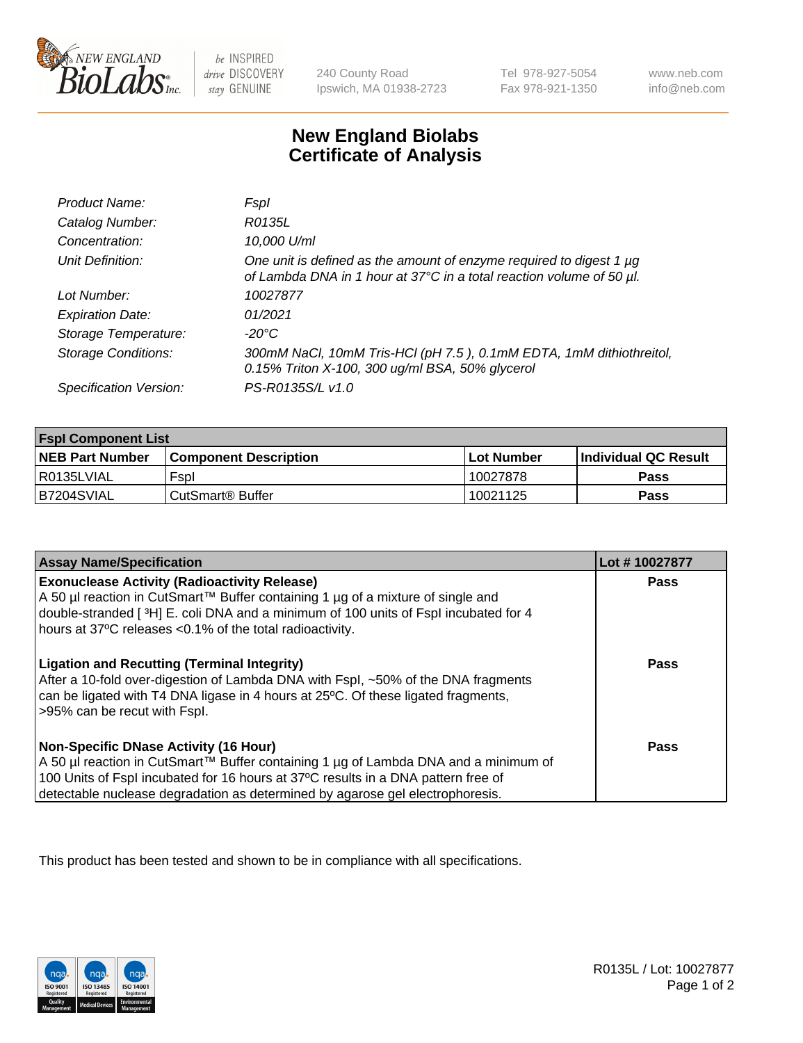# New England Biolabs Certificate of Analysis

| | |
|---|---|
| *Product Name:* | *FspI* |
| *Catalog Number:* | *R0135L* |
| *Concentration:* | *10,000 U/ml* |
| *Unit Definition:* | *One unit is defined as the amount of enzyme required to digest 1 µg of Lambda DNA in 1 hour at 37°C in a total reaction volume of 50 µl.* |
| *Lot Number:* | *10027877* |
| *Expiration Date:* | *01/2021* |
| *Storage Temperature:* | *-20°C* |
| *Storage Conditions:* | *300mM NaCl, 10mM Tris-HCl (pH 7.5 ), 0.1mM EDTA, 1mM dithiothreitol, 0.15% Triton X-100, 300 ug/ml BSA, 50% glycerol* |
| *Specification Version:* | *PS-R0135S/L v1.0* |

| FspI Component List | | | |
|---|---|---|---|
| **NEB Part Number** | **Component Description** | **Lot Number** | **Individual QC Result** |
| R0135LVIAL | FspI | 10027878 | **Pass** |
| B7204SVIAL | CutSmart® Buffer | 10021125 | **Pass** |

| Assay Name/Specification | Lot # 10027877 |
|---|---|
| **Exonuclease Activity (Radioactivity Release)**<br>A 50 µl reaction in CutSmart™ Buffer containing 1 µg of a mixture of single and double-stranded [ $^3$H] E. coli DNA and a minimum of 100 units of FspI incubated for 4 hours at 37ºC releases <0.1% of the total radioactivity. | **Pass** |
| **Ligation and Recutting (Terminal Integrity)**<br>After a 10-fold over-digestion of Lambda DNA with FspI, ~50% of the DNA fragments can be ligated with T4 DNA ligase in 4 hours at 25ºC. Of these ligated fragments, >95% can be recut with FspI. | **Pass** |
| **Non-Specific DNase Activity (16 Hour)**<br>A 50 µl reaction in CutSmart™ Buffer containing 1 µg of Lambda DNA and a minimum of 100 Units of FspI incubated for 16 hours at 37ºC results in a DNA pattern free of detectable nuclease degradation as determined by agarose gel electrophoresis. | **Pass** |

This product has been tested and shown to be in compliance with all specifications.

R0135L / Lot: 10027877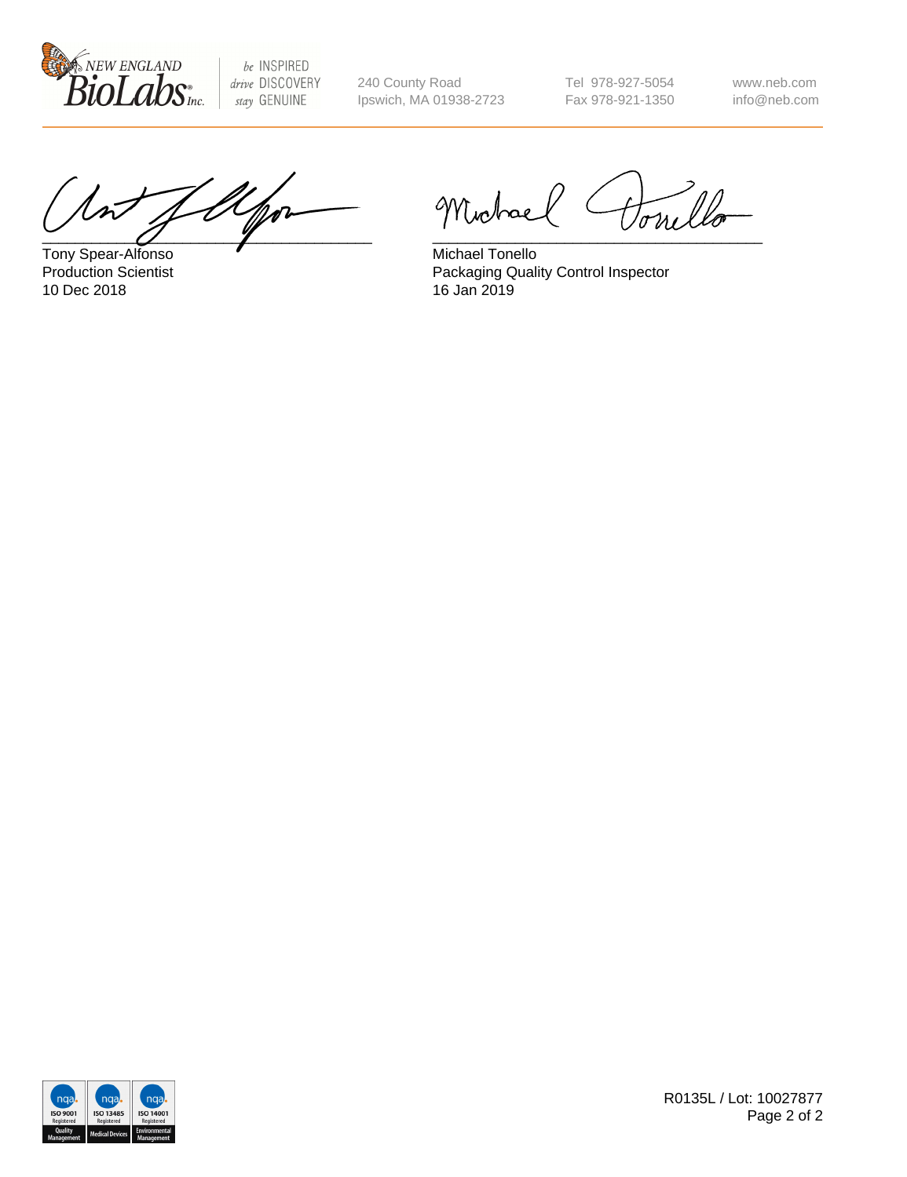Tony Spear-Alfonso
Production Scientist
10 Dec 2018

Michael Tonello
Packaging Quality Control Inspector
16 Jan 2019

R0135L / Lot: 10027877